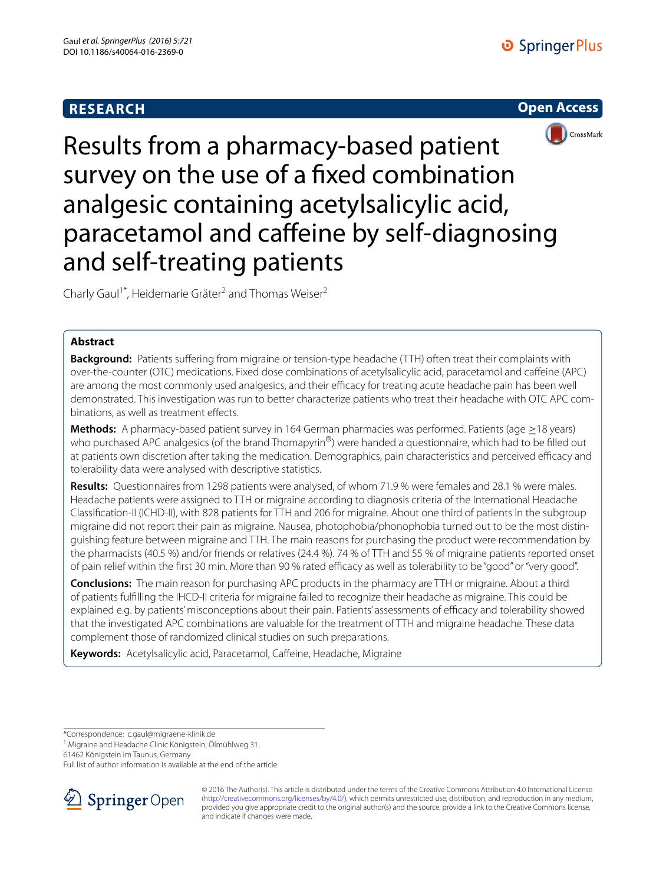RESEARCH

Open Access

# Results from a pharmacy-based patient survey on the use of a fixed combination analgesic containing acetylsalicylic acid, paracetamol and caffeine by self-diagnosing and self-treating patients

Charly Gaul[1*], Heidemarie Gräter[2] and Thomas Weiser[2]

## Abstract

**Background:** Patients suffering from migraine or tension-type headache (TTH) often treat their complaints with over-the-counter (OTC) medications. Fixed dose combinations of acetylsalicylic acid, paracetamol and caffeine (APC) are among the most commonly used analgesics, and their efficacy for treating acute headache pain has been well demonstrated. This investigation was run to better characterize patients who treat their headache with OTC APC combinations, as well as treatment effects.

**Methods:** A pharmacy-based patient survey in 164 German pharmacies was performed. Patients (age ≥18 years) who purchased APC analgesics (of the brand Thomapyrin®) were handed a questionnaire, which had to be filled out at patients own discretion after taking the medication. Demographics, pain characteristics and perceived efficacy and tolerability data were analysed with descriptive statistics.

**Results:** Questionnaires from 1298 patients were analysed, of whom 71.9 % were females and 28.1 % were males. Headache patients were assigned to TTH or migraine according to diagnosis criteria of the International Headache Classification-II (ICHD-II), with 828 patients for TTH and 206 for migraine. About one third of patients in the subgroup migraine did not report their pain as migraine. Nausea, photophobia/phonophobia turned out to be the most distinguishing feature between migraine and TTH. The main reasons for purchasing the product were recommendation by the pharmacists (40.5 %) and/or friends or relatives (24.4 %). 74 % of TTH and 55 % of migraine patients reported onset of pain relief within the first 30 min. More than 90 % rated efficacy as well as tolerability to be "good" or "very good".

**Conclusions:** The main reason for purchasing APC products in the pharmacy are TTH or migraine. About a third of patients fulfilling the IHCD-II criteria for migraine failed to recognize their headache as migraine. This could be explained e.g. by patients' misconceptions about their pain. Patients' assessments of efficacy and tolerability showed that the investigated APC combinations are valuable for the treatment of TTH and migraine headache. These data complement those of randomized clinical studies on such preparations.

**Keywords:** Acetylsalicylic acid, Paracetamol, Caffeine, Headache, Migraine

*Correspondence: c.gaul@migraene-klinik.de
[1] Migraine and Headache Clinic Königstein, Ölmühlweg 31, 61462 Königstein im Taunus, Germany
Full list of author information is available at the end of the article

© 2016 The Author(s). This article is distributed under the terms of the Creative Commons Attribution 4.0 International License (http://creativecommons.org/licenses/by/4.0/), which permits unrestricted use, distribution, and reproduction in any medium, provided you give appropriate credit to the original author(s) and the source, provide a link to the Creative Commons license, and indicate if changes were made.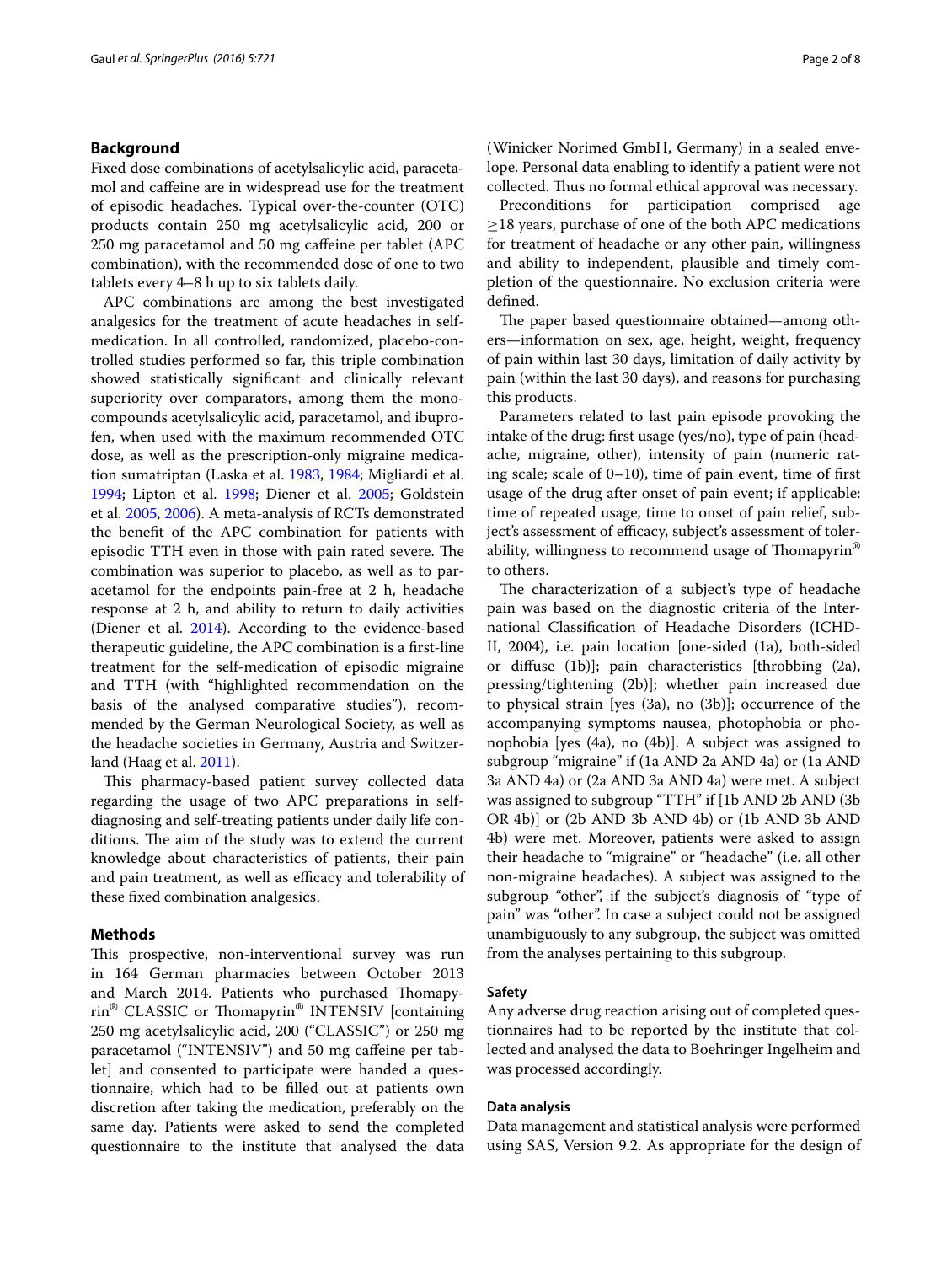## Background

Fixed dose combinations of acetylsalicylic acid, paracetamol and caffeine are in widespread use for the treatment of episodic headaches. Typical over-the-counter (OTC) products contain 250 mg acetylsalicylic acid, 200 or 250 mg paracetamol and 50 mg caffeine per tablet (APC combination), with the recommended dose of one to two tablets every 4–8 h up to six tablets daily.

APC combinations are among the best investigated analgesics for the treatment of acute headaches in self-medication. In all controlled, randomized, placebo-controlled studies performed so far, this triple combination showed statistically significant and clinically relevant superiority over comparators, among them the mono-compounds acetylsalicylic acid, paracetamol, and ibuprofen, when used with the maximum recommended OTC dose, as well as the prescription-only migraine medication sumatriptan (Laska et al. 1983, 1984; Migliardi et al. 1994; Lipton et al. 1998; Diener et al. 2005; Goldstein et al. 2005, 2006). A meta-analysis of RCTs demonstrated the benefit of the APC combination for patients with episodic TTH even in those with pain rated severe. The combination was superior to placebo, as well as to paracetamol for the endpoints pain-free at 2 h, headache response at 2 h, and ability to return to daily activities (Diener et al. 2014). According to the evidence-based therapeutic guideline, the APC combination is a first-line treatment for the self-medication of episodic migraine and TTH (with "highlighted recommendation on the basis of the analysed comparative studies"), recommended by the German Neurological Society, as well as the headache societies in Germany, Austria and Switzerland (Haag et al. 2011).

This pharmacy-based patient survey collected data regarding the usage of two APC preparations in self-diagnosing and self-treating patients under daily life conditions. The aim of the study was to extend the current knowledge about characteristics of patients, their pain and pain treatment, as well as efficacy and tolerability of these fixed combination analgesics.

## Methods

This prospective, non-interventional survey was run in 164 German pharmacies between October 2013 and March 2014. Patients who purchased Thomapyrin® CLASSIC or Thomapyrin® INTENSIV [containing 250 mg acetylsalicylic acid, 200 ("CLASSIC") or 250 mg paracetamol ("INTENSIV") and 50 mg caffeine per tablet] and consented to participate were handed a questionnaire, which had to be filled out at patients own discretion after taking the medication, preferably on the same day. Patients were asked to send the completed questionnaire to the institute that analysed the data (Winicker Norimed GmbH, Germany) in a sealed envelope. Personal data enabling to identify a patient were not collected. Thus no formal ethical approval was necessary.

Preconditions for participation comprised age ≥18 years, purchase of one of the both APC medications for treatment of headache or any other pain, willingness and ability to independent, plausible and timely completion of the questionnaire. No exclusion criteria were defined.

The paper based questionnaire obtained—among others—information on sex, age, height, weight, frequency of pain within last 30 days, limitation of daily activity by pain (within the last 30 days), and reasons for purchasing this products.

Parameters related to last pain episode provoking the intake of the drug: first usage (yes/no), type of pain (headache, migraine, other), intensity of pain (numeric rating scale; scale of 0–10), time of pain event, time of first usage of the drug after onset of pain event; if applicable: time of repeated usage, time to onset of pain relief, subject's assessment of efficacy, subject's assessment of tolerability, willingness to recommend usage of Thomapyrin® to others.

The characterization of a subject's type of headache pain was based on the diagnostic criteria of the International Classification of Headache Disorders (ICHD-II, 2004), i.e. pain location [one-sided (1a), both-sided or diffuse (1b)]; pain characteristics [throbbing (2a), pressing/tightening (2b)]; whether pain increased due to physical strain [yes (3a), no (3b)]; occurrence of the accompanying symptoms nausea, photophobia or phonophobia [yes (4a), no (4b)]. A subject was assigned to subgroup "migraine" if (1a AND 2a AND 4a) or (1a AND 3a AND 4a) or (2a AND 3a AND 4a) were met. A subject was assigned to subgroup "TTH" if [1b AND 2b AND (3b OR 4b)] or (2b AND 3b AND 4b) or (1b AND 3b AND 4b) were met. Moreover, patients were asked to assign their headache to "migraine" or "headache" (i.e. all other non-migraine headaches). A subject was assigned to the subgroup "other", if the subject's diagnosis of "type of pain" was "other". In case a subject could not be assigned unambiguously to any subgroup, the subject was omitted from the analyses pertaining to this subgroup.

### Safety

Any adverse drug reaction arising out of completed questionnaires had to be reported by the institute that collected and analysed the data to Boehringer Ingelheim and was processed accordingly.

### Data analysis

Data management and statistical analysis were performed using SAS, Version 9.2. As appropriate for the design of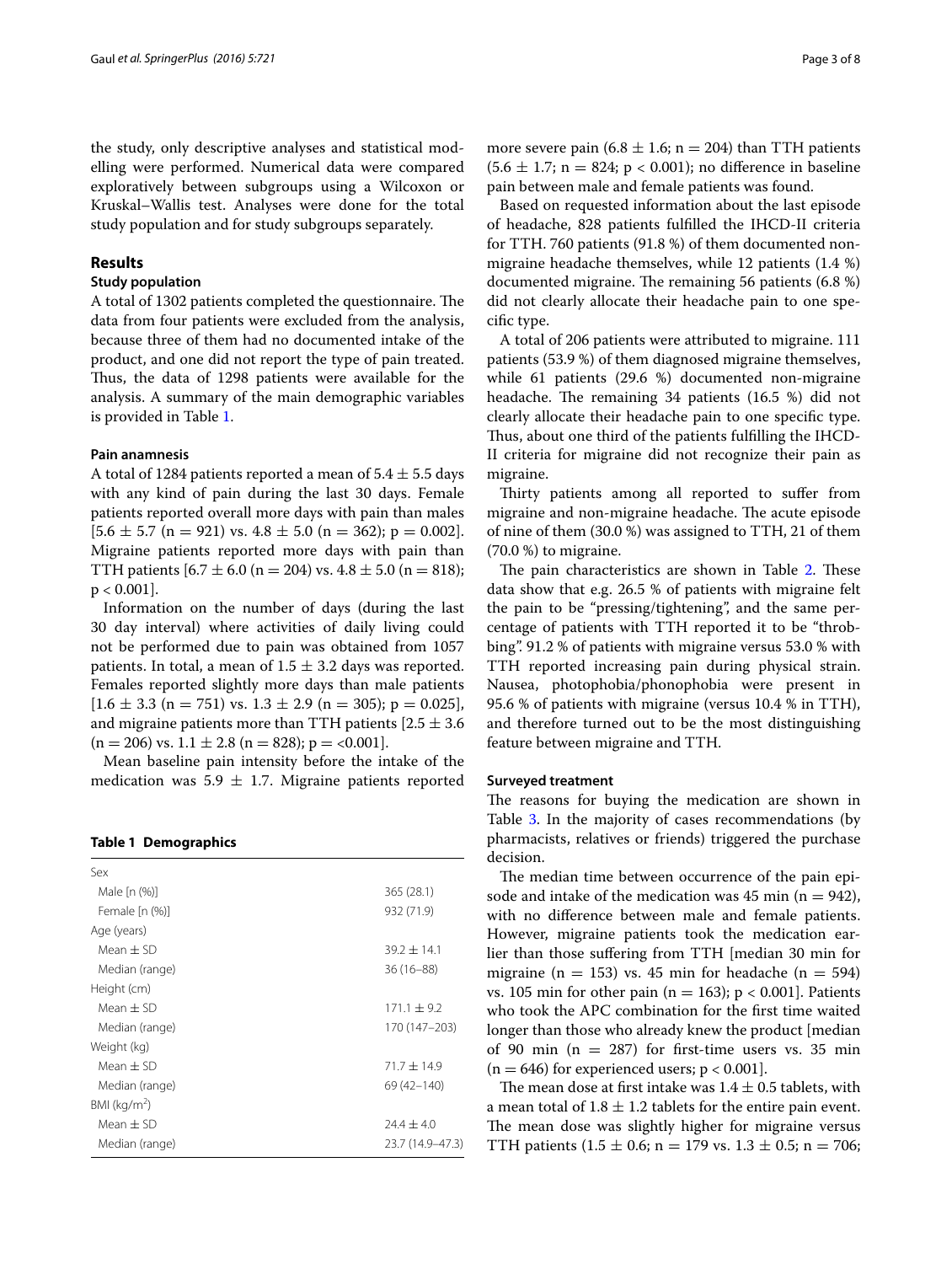the study, only descriptive analyses and statistical modelling were performed. Numerical data were compared exploratively between subgroups using a Wilcoxon or Kruskal–Wallis test. Analyses were done for the total study population and for study subgroups separately.

## Results

### Study population

A total of 1302 patients completed the questionnaire. The data from four patients were excluded from the analysis, because three of them had no documented intake of the product, and one did not report the type of pain treated. Thus, the data of 1298 patients were available for the analysis. A summary of the main demographic variables is provided in Table 1.

### Pain anamnesis

A total of 1284 patients reported a mean of 5.4 ± 5.5 days with any kind of pain during the last 30 days. Female patients reported overall more days with pain than males [5.6 ± 5.7 (n = 921) vs. 4.8 ± 5.0 (n = 362); p = 0.002]. Migraine patients reported more days with pain than TTH patients [6.7 ± 6.0 (n = 204) vs. 4.8 ± 5.0 (n = 818); p < 0.001].

Information on the number of days (during the last 30 day interval) where activities of daily living could not be performed due to pain was obtained from 1057 patients. In total, a mean of 1.5 ± 3.2 days was reported. Females reported slightly more days than male patients [1.6 ± 3.3 (n = 751) vs. 1.3 ± 2.9 (n = 305); p = 0.025], and migraine patients more than TTH patients [2.5 ± 3.6 (n = 206) vs. 1.1 ± 2.8 (n = 828); p = <0.001].

Mean baseline pain intensity before the intake of the medication was 5.9 ± 1.7. Migraine patients reported more severe pain (6.8 ± 1.6; n = 204) than TTH patients (5.6 ± 1.7; n = 824; p < 0.001); no difference in baseline pain between male and female patients was found.

**Table 1 Demographics**

| | |
|---|---|
| Sex | |
| Male [n (%)] | 365 (28.1) |
| Female [n (%)] | 932 (71.9) |
| Age (years) | |
| Mean ± SD | 39.2 ± 14.1 |
| Median (range) | 36 (16–88) |
| Height (cm) | |
| Mean ± SD | 171.1 ± 9.2 |
| Median (range) | 170 (147–203) |
| Weight (kg) | |
| Mean ± SD | 71.7 ± 14.9 |
| Median (range) | 69 (42–140) |
| BMI (kg/m$^2$) | |
| Mean ± SD | 24.4 ± 4.0 |
| Median (range) | 23.7 (14.9–47.3) |

Based on requested information about the last episode of headache, 828 patients fulfilled the IHCD-II criteria for TTH. 760 patients (91.8 %) of them documented non-migraine headache themselves, while 12 patients (1.4 %) documented migraine. The remaining 56 patients (6.8 %) did not clearly allocate their headache pain to one specific type.

A total of 206 patients were attributed to migraine. 111 patients (53.9 %) of them diagnosed migraine themselves, while 61 patients (29.6 %) documented non-migraine headache. The remaining 34 patients (16.5 %) did not clearly allocate their headache pain to one specific type. Thus, about one third of the patients fulfilling the IHCD-II criteria for migraine did not recognize their pain as migraine.

Thirty patients among all reported to suffer from migraine and non-migraine headache. The acute episode of nine of them (30.0 %) was assigned to TTH, 21 of them (70.0 %) to migraine.

The pain characteristics are shown in Table 2. These data show that e.g. 26.5 % of patients with migraine felt the pain to be "pressing/tightening", and the same percentage of patients with TTH reported it to be "throbbing". 91.2 % of patients with migraine versus 53.0 % with TTH reported increasing pain during physical strain. Nausea, photophobia/phonophobia were present in 95.6 % of patients with migraine (versus 10.4 % in TTH), and therefore turned out to be the most distinguishing feature between migraine and TTH.

### Surveyed treatment

The reasons for buying the medication are shown in Table 3. In the majority of cases recommendations (by pharmacists, relatives or friends) triggered the purchase decision.

The median time between occurrence of the pain episode and intake of the medication was 45 min (n = 942), with no difference between male and female patients. However, migraine patients took the medication earlier than those suffering from TTH [median 30 min for migraine (n = 153) vs. 45 min for headache (n = 594) vs. 105 min for other pain (n = 163); p < 0.001]. Patients who took the APC combination for the first time waited longer than those who already knew the product [median of 90 min (n = 287) for first-time users vs. 35 min (n = 646) for experienced users; p < 0.001].

The mean dose at first intake was 1.4 ± 0.5 tablets, with a mean total of 1.8 ± 1.2 tablets for the entire pain event. The mean dose was slightly higher for migraine versus TTH patients (1.5 ± 0.6; n = 179 vs. 1.3 ± 0.5; n = 706;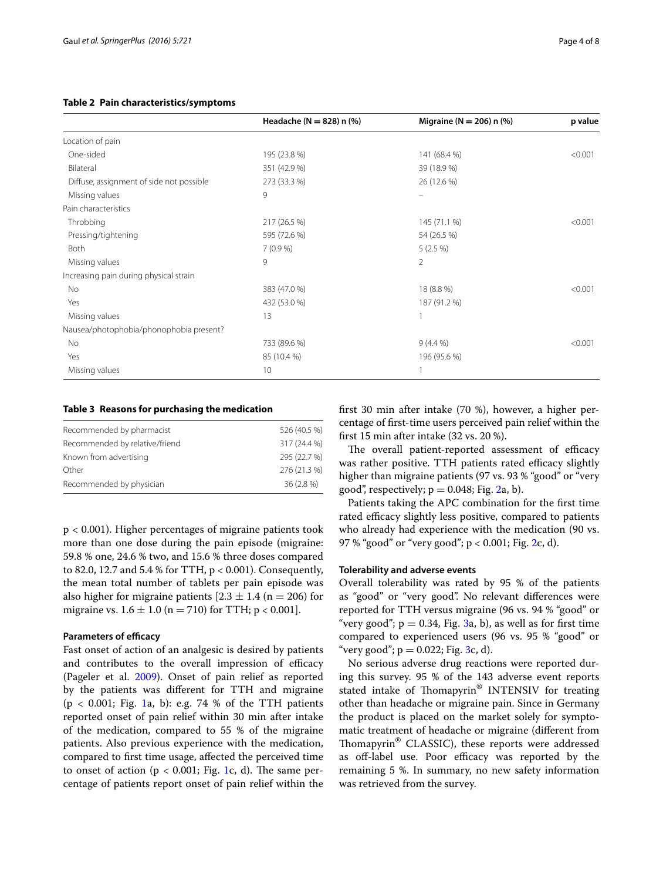**Table 2 Pain characteristics/symptoms**

| | Headache ($N = 828$) n (%) | Migraine ($N = 206$) n (%) | p value |
|---|---|---|---|
| Location of pain | | | |
| One-sided | 195 (23.8 %) | 141 (68.4 %) | <0.001 |
| Bilateral | 351 (42.9 %) | 39 (18.9 %) | |
| Diffuse, assignment of side not possible | 273 (33.3 %) | 26 (12.6 %) | |
| Missing values | 9 | – | |
| Pain characteristics | | | |
| Throbbing | 217 (26.5 %) | 145 (71.1 %) | <0.001 |
| Pressing/tightening | 595 (72.6 %) | 54 (26.5 %) | |
| Both | 7 (0.9 %) | 5 (2.5 %) | |
| Missing values | 9 | 2 | |
| Increasing pain during physical strain | | | |
| No | 383 (47.0 %) | 18 (8.8 %) | <0.001 |
| Yes | 432 (53.0 %) | 187 (91.2 %) | |
| Missing values | 13 | 1 | |
| Nausea/photophobia/phonophobia present? | | | |
| No | 733 (89.6 %) | 9 (4.4 %) | <0.001 |
| Yes | 85 (10.4 %) | 196 (95.6 %) | |
| Missing values | 10 | 1 | |

**Table 3 Reasons for purchasing the medication**

| | |
|---|---|
| Recommended by pharmacist | 526 (40.5 %) |
| Recommended by relative/friend | 317 (24.4 %) |
| Known from advertising | 295 (22.7 %) |
| Other | 276 (21.3 %) |
| Recommended by physician | 36 (2.8 %) |

$p < 0.001$). Higher percentages of migraine patients took more than one dose during the pain episode (migraine: 59.8 % one, 24.6 % two, and 15.6 % three doses compared to 82.0, 12.7 and 5.4 % for TTH, $p < 0.001$). Consequently, the mean total number of tablets per pain episode was also higher for migraine patients [$2.3 \pm 1.4$ ($n = 206$) for migraine vs. $1.6 \pm 1.0$ ($n = 710$) for TTH; $p < 0.001$].

#### Parameters of efficacy

Fast onset of action of an analgesic is desired by patients and contributes to the overall impression of efficacy (Pageler et al. 2009). Onset of pain relief as reported by the patients was different for TTH and migraine ($p < 0.001$; Fig. 1a, b): e.g. 74 % of the TTH patients reported onset of pain relief within 30 min after intake of the medication, compared to 55 % of the migraine patients. Also previous experience with the medication, compared to first time usage, affected the perceived time to onset of action ($p < 0.001$; Fig. 1c, d). The same percentage of patients report onset of pain relief within the first 30 min after intake (70 %), however, a higher percentage of first-time users perceived pain relief within the first 15 min after intake (32 vs. 20 %).

The overall patient-reported assessment of efficacy was rather positive. TTH patients rated efficacy slightly higher than migraine patients (97 vs. 93 % "good" or "very good", respectively; $p = 0.048$; Fig. 2a, b).

Patients taking the APC combination for the first time rated efficacy slightly less positive, compared to patients who already had experience with the medication (90 vs. 97 % "good" or "very good"; $p < 0.001$; Fig. 2c, d).

#### Tolerability and adverse events

Overall tolerability was rated by 95 % of the patients as "good" or "very good". No relevant differences were reported for TTH versus migraine (96 vs. 94 % "good" or "very good"; $p = 0.34$, Fig. 3a, b), as well as for first time compared to experienced users (96 vs. 95 % "good" or "very good"; $p = 0.022$; Fig. 3c, d).

No serious adverse drug reactions were reported during this survey. 95 % of the 143 adverse event reports stated intake of Thomapyrin® INTENSIV for treating other than headache or migraine pain. Since in Germany the product is placed on the market solely for symptomatic treatment of headache or migraine (different from Thomapyrin® CLASSIC), these reports were addressed as off-label use. Poor efficacy was reported by the remaining 5 %. In summary, no new safety information was retrieved from the survey.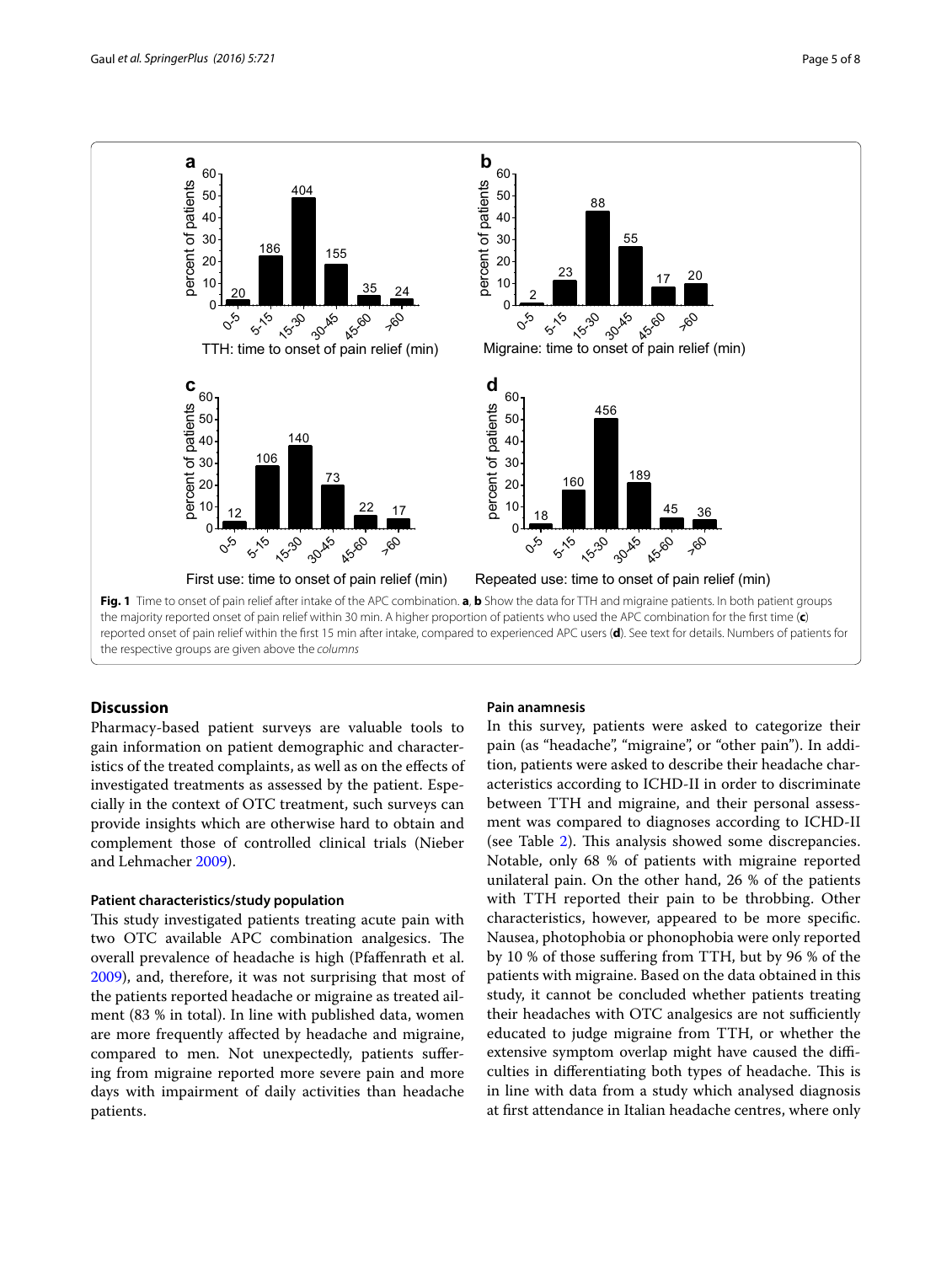**Fig. 1** Time to onset of pain relief after intake of the APC combination. **a**, **b** Show the data for TTH and migraine patients. In both patient groups the majority reported onset of pain relief within 30 min. A higher proportion of patients who used the APC combination for the first time (**c**) reported onset of pain relief within the first 15 min after intake, compared to experienced APC users (**d**). See text for details. Numbers of patients for the respective groups are given above the *columns*

## Discussion

Pharmacy-based patient surveys are valuable tools to gain information on patient demographic and characteristics of the treated complaints, as well as on the effects of investigated treatments as assessed by the patient. Especially in the context of OTC treatment, such surveys can provide insights which are otherwise hard to obtain and complement those of controlled clinical trials (Nieber and Lehmacher 2009).

### Patient characteristics/study population

This study investigated patients treating acute pain with two OTC available APC combination analgesics. The overall prevalence of headache is high (Pfaffenrath et al. 2009), and, therefore, it was not surprising that most of the patients reported headache or migraine as treated ailment (83 % in total). In line with published data, women are more frequently affected by headache and migraine, compared to men. Not unexpectedly, patients suffering from migraine reported more severe pain and more days with impairment of daily activities than headache patients.

### Pain anamnesis

In this survey, patients were asked to categorize their pain (as "headache", "migraine", or "other pain"). In addition, patients were asked to describe their headache characteristics according to ICHD-II in order to discriminate between TTH and migraine, and their personal assessment was compared to diagnoses according to ICHD-II (see Table 2). This analysis showed some discrepancies. Notable, only 68 % of patients with migraine reported unilateral pain. On the other hand, 26 % of the patients with TTH reported their pain to be throbbing. Other characteristics, however, appeared to be more specific. Nausea, photophobia or phonophobia were only reported by 10 % of those suffering from TTH, but by 96 % of the patients with migraine. Based on the data obtained in this study, it cannot be concluded whether patients treating their headaches with OTC analgesics are not sufficiently educated to judge migraine from TTH, or whether the extensive symptom overlap might have caused the difficulties in differentiating both types of headache. This is in line with data from a study which analysed diagnosis at first attendance in Italian headache centres, where only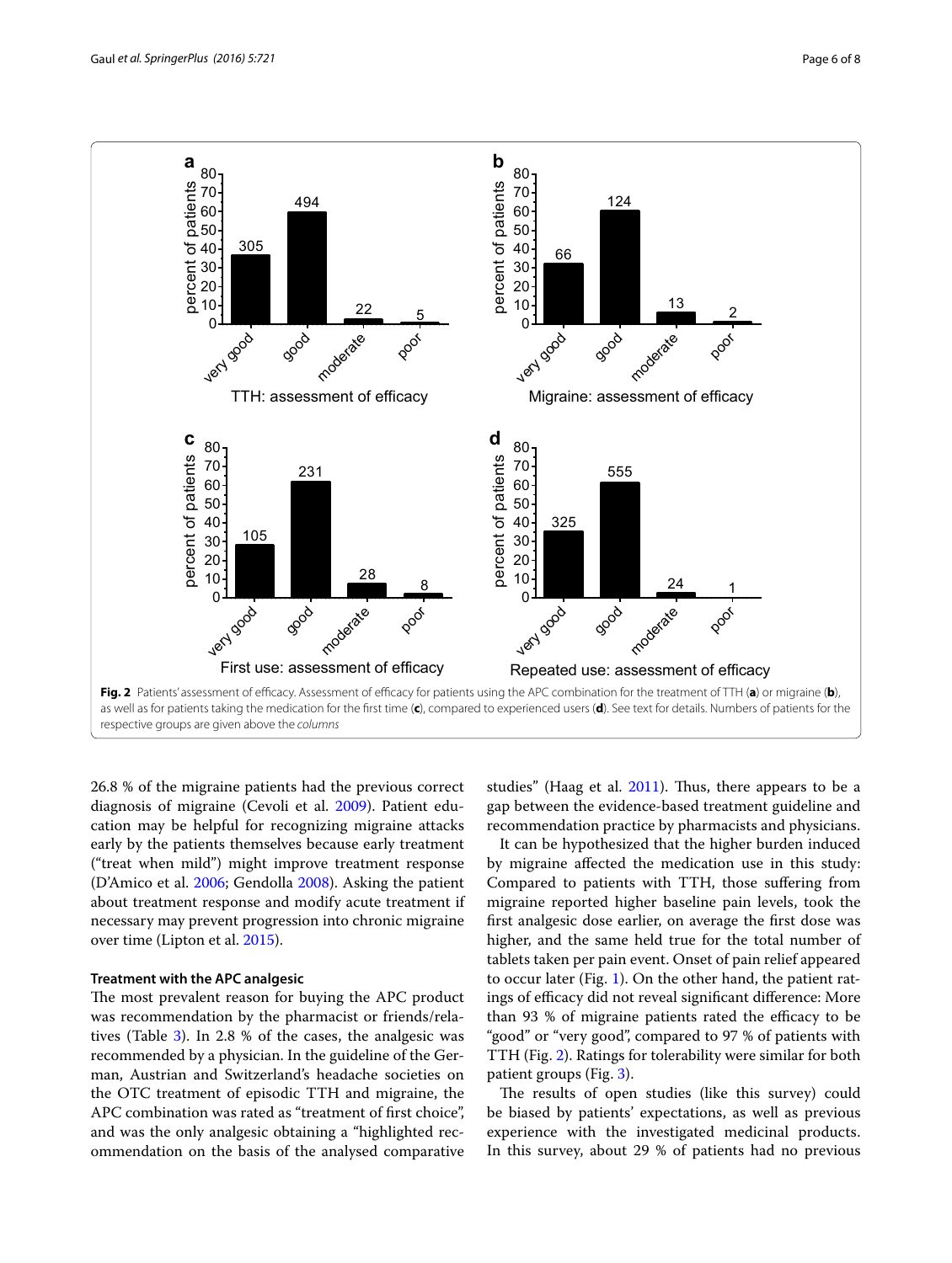a

80
70
60
50
40
30
20
10
0

percent of patients

305
494
22
5

very good
good
moderate
poor

TTH: assessment of efficacy

b

80
70
60
50
40
30
20
10
0

percent of patients

66
124
13
2

very good
good
moderate
poor

Migraine: assessment of efficacy

c

80
70
60
50
40
30
20
10
0

percent of patients

105
231
28
8

very good
good
moderate
poor

First use: assessment of efficacy

d

80
70
60
50
40
30
20
10
0

percent of patients

325
555
24
1

very good
good
moderate
poor

Repeated use: assessment of efficacy

**Fig. 2** Patients' assessment of efficacy. Assessment of efficacy for patients using the APC combination for the treatment of TTH (**a**) or migraine (**b**), as well as for patients taking the medication for the first time (**c**), compared to experienced users (**d**). See text for details. Numbers of patients for the respective groups are given above the *columns*

26.8 % of the migraine patients had the previous correct diagnosis of migraine (Cevoli et al. 2009). Patient education may be helpful for recognizing migraine attacks early by the patients themselves because early treatment ("treat when mild") might improve treatment response (D'Amico et al. 2006; Gendolla 2008). Asking the patient about treatment response and modify acute treatment if necessary may prevent progression into chronic migraine over time (Lipton et al. 2015).

#### Treatment with the APC analgesic

The most prevalent reason for buying the APC product was recommendation by the pharmacist or friends/relatives (Table 3). In 2.8 % of the cases, the analgesic was recommended by a physician. In the guideline of the German, Austrian and Switzerland's headache societies on the OTC treatment of episodic TTH and migraine, the APC combination was rated as "treatment of first choice", and was the only analgesic obtaining a "highlighted recommendation on the basis of the analysed comparative studies" (Haag et al. 2011). Thus, there appears to be a gap between the evidence-based treatment guideline and recommendation practice by pharmacists and physicians.

It can be hypothesized that the higher burden induced by migraine affected the medication use in this study: Compared to patients with TTH, those suffering from migraine reported higher baseline pain levels, took the first analgesic dose earlier, on average the first dose was higher, and the same held true for the total number of tablets taken per pain event. Onset of pain relief appeared to occur later (Fig. 1). On the other hand, the patient ratings of efficacy did not reveal significant difference: More than 93 % of migraine patients rated the efficacy to be "good" or "very good", compared to 97 % of patients with TTH (Fig. 2). Ratings for tolerability were similar for both patient groups (Fig. 3).

The results of open studies (like this survey) could be biased by patients' expectations, as well as previous experience with the investigated medicinal products. In this survey, about 29 % of patients had no previous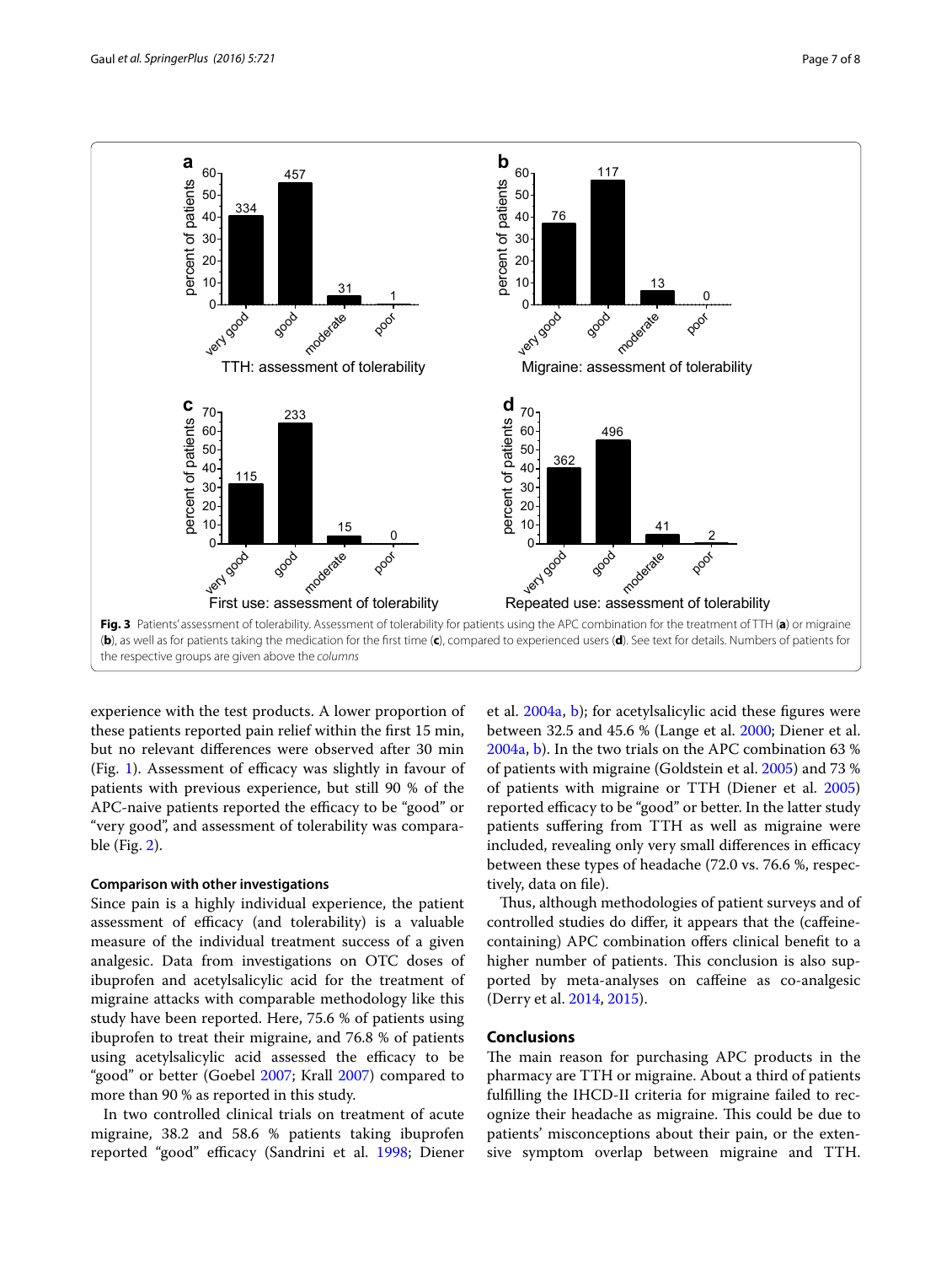a

percent of patients

60
50
40
30
20
10
0

334
457
31
1

very good
good
moderate
poor

TTH: assessment of tolerability

b

percent of patients

60
50
40
30
20
10
0

76
117
13
0

very good
good
moderate
poor

Migraine: assessment of tolerability

c

percent of patients

70
60
50
40
30
20
10
0

115
233
15
0

very good
good
moderate
poor

First use: assessment of tolerability

d

percent of patients

70
60
50
40
30
20
10
0

362
496
41
2

very good
good
moderate
poor

Repeated use: assessment of tolerability

**Fig. 3** Patients' assessment of tolerability. Assessment of tolerability for patients using the APC combination for the treatment of TTH (**a**) or migraine (**b**), as well as for patients taking the medication for the first time (**c**), compared to experienced users (**d**). See text for details. Numbers of patients for the respective groups are given above the *columns*

experience with the test products. A lower proportion of these patients reported pain relief within the first 15 min, but no relevant differences were observed after 30 min (Fig. 1). Assessment of efficacy was slightly in favour of patients with previous experience, but still 90 % of the APC-naive patients reported the efficacy to be "good" or "very good", and assessment of tolerability was comparable (Fig. 2).

#### Comparison with other investigations

Since pain is a highly individual experience, the patient assessment of efficacy (and tolerability) is a valuable measure of the individual treatment success of a given analgesic. Data from investigations on OTC doses of ibuprofen and acetylsalicylic acid for the treatment of migraine attacks with comparable methodology like this study have been reported. Here, 75.6 % of patients using ibuprofen to treat their migraine, and 76.8 % of patients using acetylsalicylic acid assessed the efficacy to be "good" or better (Goebel 2007; Krall 2007) compared to more than 90 % as reported in this study.

In two controlled clinical trials on treatment of acute migraine, 38.2 and 58.6 % patients taking ibuprofen reported "good" efficacy (Sandrini et al. 1998; Diener et al. 2004a, b); for acetylsalicylic acid these figures were between 32.5 and 45.6 % (Lange et al. 2000; Diener et al. 2004a, b). In the two trials on the APC combination 63 % of patients with migraine (Goldstein et al. 2005) and 73 % of patients with migraine or TTH (Diener et al. 2005) reported efficacy to be "good" or better. In the latter study patients suffering from TTH as well as migraine were included, revealing only very small differences in efficacy between these types of headache (72.0 vs. 76.6 %, respectively, data on file).

Thus, although methodologies of patient surveys and of controlled studies do differ, it appears that the (caffeine-containing) APC combination offers clinical benefit to a higher number of patients. This conclusion is also supported by meta-analyses on caffeine as co-analgesic (Derry et al. 2014, 2015).

## Conclusions

The main reason for purchasing APC products in the pharmacy are TTH or migraine. About a third of patients fulfilling the IHCD-II criteria for migraine failed to recognize their headache as migraine. This could be due to patients' misconceptions about their pain, or the extensive symptom overlap between migraine and TTH.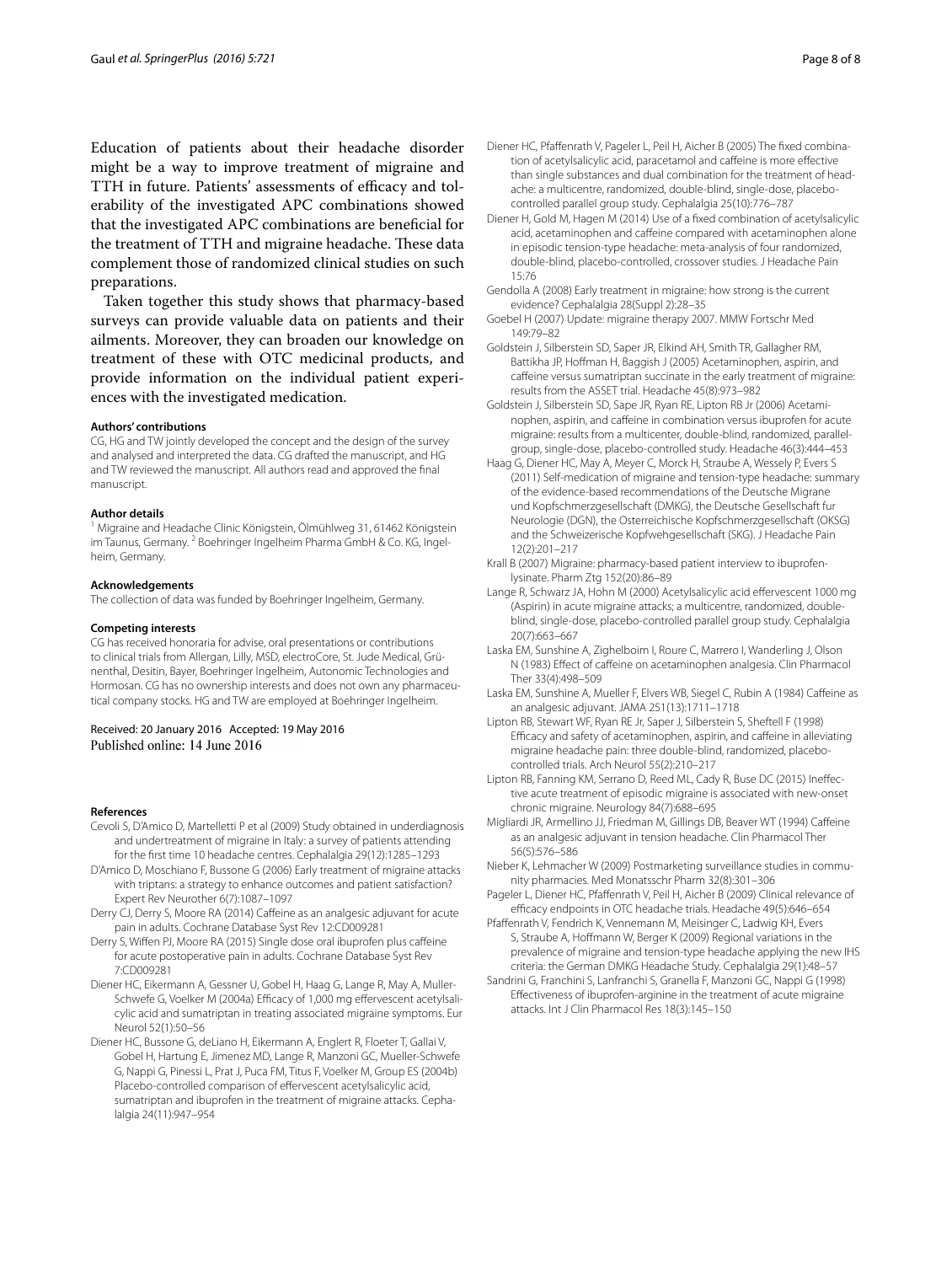Education of patients about their headache disorder might be a way to improve treatment of migraine and TTH in future. Patients' assessments of efficacy and tolerability of the investigated APC combinations showed that the investigated APC combinations are beneficial for the treatment of TTH and migraine headache. These data complement those of randomized clinical studies on such preparations.

Taken together this study shows that pharmacy-based surveys can provide valuable data on patients and their ailments. Moreover, they can broaden our knowledge on treatment of these with OTC medicinal products, and provide information on the individual patient experiences with the investigated medication.

#### Authors' contributions

CG, HG and TW jointly developed the concept and the design of the survey and analysed and interpreted the data. CG drafted the manuscript, and HG and TW reviewed the manuscript. All authors read and approved the final manuscript.

#### Author details

[1] Migraine and Headache Clinic Königstein, Ölmühlweg 31, 61462 Königstein im Taunus, Germany. [2] Boehringer Ingelheim Pharma GmbH & Co. KG, Ingelheim, Germany.

#### Acknowledgements

The collection of data was funded by Boehringer Ingelheim, Germany.

#### Competing interests

CG has received honoraria for advise, oral presentations or contributions to clinical trials from Allergan, Lilly, MSD, electroCore, St. Jude Medical, Grünenthal, Desitin, Bayer, Boehringer Ingelheim, Autonomic Technologies and Hormosan. CG has no ownership interests and does not own any pharmaceutical company stocks. HG and TW are employed at Boehringer Ingelheim.

Received: 20 January 2016 Accepted: 19 May 2016
Published online: 14 June 2016

#### References

- Cevoli S, D'Amico D, Martelletti P et al (2009) Study obtained in underdiagnosis and undertreatment of migraine in Italy: a survey of patients attending for the first time 10 headache centres. Cephalalgia 29(12):1285–1293
- D'Amico D, Moschiano F, Bussone G (2006) Early treatment of migraine attacks with triptans: a strategy to enhance outcomes and patient satisfaction? Expert Rev Neurother 6(7):1087–1097
- Derry CJ, Derry S, Moore RA (2014) Caffeine as an analgesic adjuvant for acute pain in adults. Cochrane Database Syst Rev 12:CD009281
- Derry S, Wiffen PJ, Moore RA (2015) Single dose oral ibuprofen plus caffeine for acute postoperative pain in adults. Cochrane Database Syst Rev 7:CD009281
- Diener HC, Eikermann A, Gessner U, Gobel H, Haag G, Lange R, May A, Muller-Schwefe G, Voelker M (2004a) Efficacy of 1,000 mg effervescent acetylsalicylic acid and sumatriptan in treating associated migraine symptoms. Eur Neurol 52(1):50–56
- Diener HC, Bussone G, deLiano H, Eikermann A, Englert R, Floeter T, Gallai V, Gobel H, Hartung E, Jimenez MD, Lange R, Manzoni GC, Mueller-Schwefe G, Nappi G, Pinessi L, Prat J, Puca FM, Titus F, Voelker M, Group ES (2004b) Placebo-controlled comparison of effervescent acetylsalicylic acid, sumatriptan and ibuprofen in the treatment of migraine attacks. Cephalalgia 24(11):947–954
- Diener HC, Pfaffenrath V, Pageler L, Peil H, Aicher B (2005) The fixed combination of acetylsalicylic acid, paracetamol and caffeine is more effective than single substances and dual combination for the treatment of headache: a multicentre, randomized, double-blind, single-dose, placebo-controlled parallel group study. Cephalalgia 25(10):776–787
- Diener H, Gold M, Hagen M (2014) Use of a fixed combination of acetylsalicylic acid, acetaminophen and caffeine compared with acetaminophen alone in episodic tension-type headache: meta-analysis of four randomized, double-blind, placebo-controlled, crossover studies. J Headache Pain 15:76
- Gendolla A (2008) Early treatment in migraine: how strong is the current evidence? Cephalalgia 28(Suppl 2):28–35
- Goebel H (2007) Update: migraine therapy 2007. MMW Fortschr Med 149:79–82
- Goldstein J, Silberstein SD, Saper JR, Elkind AH, Smith TR, Gallagher RM, Battikha JP, Hoffman H, Baggish J (2005) Acetaminophen, aspirin, and caffeine versus sumatriptan succinate in the early treatment of migraine: results from the ASSET trial. Headache 45(8):973–982
- Goldstein J, Silberstein SD, Sape JR, Ryan RE, Lipton RB Jr (2006) Acetaminophen, aspirin, and caffeine in combination versus ibuprofen for acute migraine: results from a multicenter, double-blind, randomized, parallel-group, single-dose, placebo-controlled study. Headache 46(3):444–453
- Haag G, Diener HC, May A, Meyer C, Morck H, Straube A, Wessely P, Evers S (2011) Self-medication of migraine and tension-type headache: summary of the evidence-based recommendations of the Deutsche Migrane und Kopfschmerzgesellschaft (DMKG), the Deutsche Gesellschaft fur Neurologie (DGN), the Osterreichische Kopfschmerzgesellschaft (OKSG) and the Schweizerische Kopfwehgesellschaft (SKG). J Headache Pain 12(2):201–217
- Krall B (2007) Migraine: pharmacy-based patient interview to ibuprofen-lysinate. Pharm Ztg 152(20):86–89
- Lange R, Schwarz JA, Hohn M (2000) Acetylsalicylic acid effervescent 1000 mg (Aspirin) in acute migraine attacks; a multicentre, randomized, double-blind, single-dose, placebo-controlled parallel group study. Cephalalgia 20(7):663–667
- Laska EM, Sunshine A, Zighelboim I, Roure C, Marrero I, Wanderling J, Olson N (1983) Effect of caffeine on acetaminophen analgesia. Clin Pharmacol Ther 33(4):498–509
- Laska EM, Sunshine A, Mueller F, Elvers WB, Siegel C, Rubin A (1984) Caffeine as an analgesic adjuvant. JAMA 251(13):1711–1718
- Lipton RB, Stewart WF, Ryan RE Jr, Saper J, Silberstein S, Sheftell F (1998) Efficacy and safety of acetaminophen, aspirin, and caffeine in alleviating migraine headache pain: three double-blind, randomized, placebo-controlled trials. Arch Neurol 55(2):210–217
- Lipton RB, Fanning KM, Serrano D, Reed ML, Cady R, Buse DC (2015) Ineffective acute treatment of episodic migraine is associated with new-onset chronic migraine. Neurology 84(7):688–695
- Migliardi JR, Armellino JJ, Friedman M, Gillings DB, Beaver WT (1994) Caffeine as an analgesic adjuvant in tension headache. Clin Pharmacol Ther 56(5):576–586
- Nieber K, Lehmacher W (2009) Postmarketing surveillance studies in community pharmacies. Med Monatsschr Pharm 32(8):301–306
- Pageler L, Diener HC, Pfaffenrath V, Peil H, Aicher B (2009) Clinical relevance of efficacy endpoints in OTC headache trials. Headache 49(5):646–654
- Pfaffenrath V, Fendrich K, Vennemann M, Meisinger C, Ladwig KH, Evers S, Straube A, Hoffmann W, Berger K (2009) Regional variations in the prevalence of migraine and tension-type headache applying the new IHS criteria: the German DMKG Headache Study. Cephalalgia 29(1):48–57
- Sandrini G, Franchini S, Lanfranchi S, Granella F, Manzoni GC, Nappi G (1998) Effectiveness of ibuprofen-arginine in the treatment of acute migraine attacks. Int J Clin Pharmacol Res 18(3):145–150